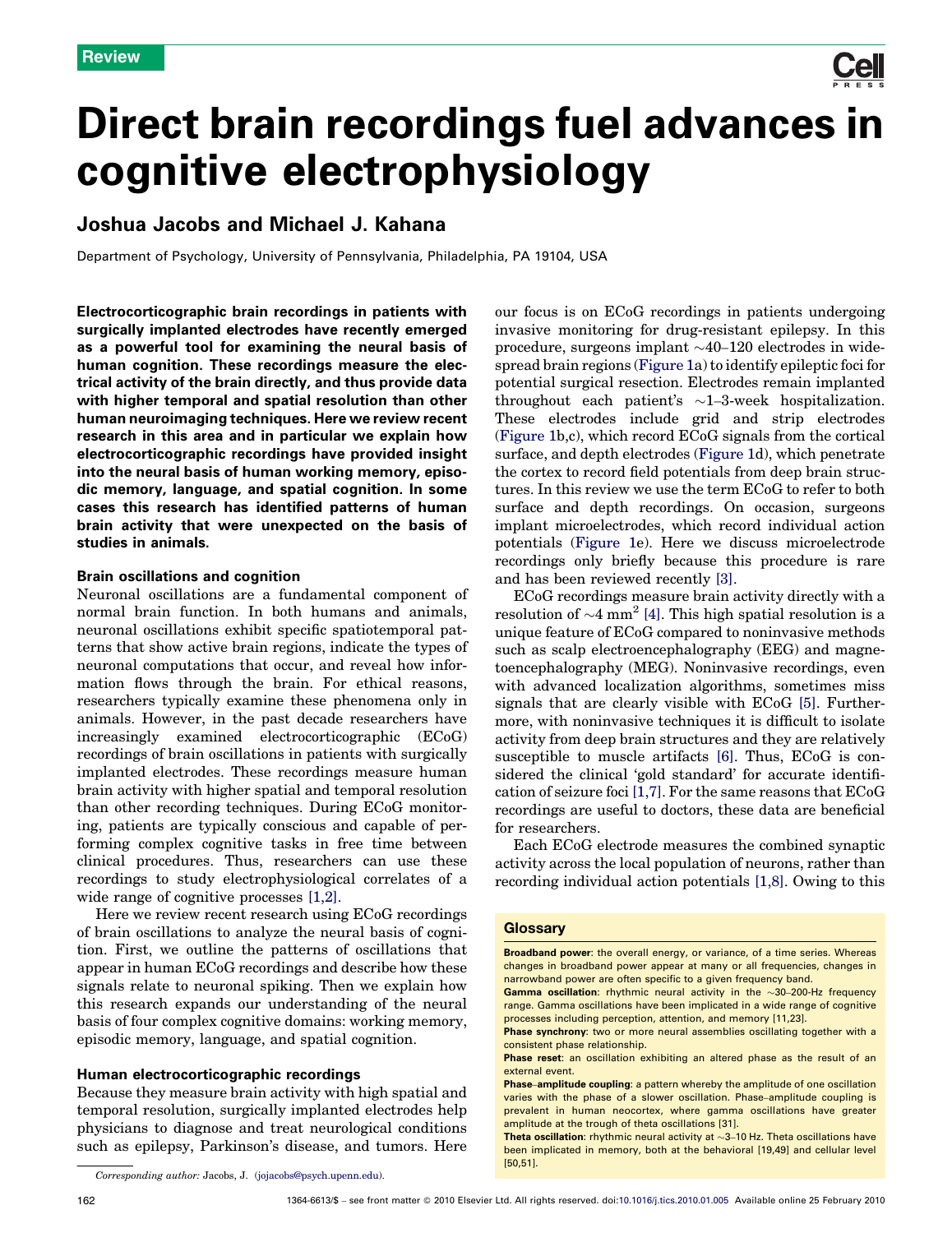Review

# Direct brain recordings fuel advances in cognitive electrophysiology

## Joshua Jacobs and Michael J. Kahana

Department of Psychology, University of Pennsylvania, Philadelphia, PA 19104, USA

**Electrocorticographic brain recordings in patients with surgically implanted electrodes have recently emerged as a powerful tool for examining the neural basis of human cognition. These recordings measure the electrical activity of the brain directly, and thus provide data with higher temporal and spatial resolution than other human neuroimaging techniques. Here we review recent research in this area and in particular we explain how electrocorticographic recordings have provided insight into the neural basis of human working memory, episodic memory, language, and spatial cognition. In some cases this research has identified patterns of human brain activity that were unexpected on the basis of studies in animals.**

### Brain oscillations and cognition

Neuronal oscillations are a fundamental component of normal brain function. In both humans and animals, neuronal oscillations exhibit specific spatiotemporal patterns that show active brain regions, indicate the types of neuronal computations that occur, and reveal how information flows through the brain. For ethical reasons, researchers typically examine these phenomena only in animals. However, in the past decade researchers have increasingly examined electrocorticographic (ECoG) recordings of brain oscillations in patients with surgically implanted electrodes. These recordings measure human brain activity with higher spatial and temporal resolution than other recording techniques. During ECoG monitoring, patients are typically conscious and capable of performing complex cognitive tasks in free time between clinical procedures. Thus, researchers can use these recordings to study electrophysiological correlates of a wide range of cognitive processes [1,2].

Here we review recent research using ECoG recordings of brain oscillations to analyze the neural basis of cognition. First, we outline the patterns of oscillations that appear in human ECoG recordings and describe how these signals relate to neuronal spiking. Then we explain how this research expands our understanding of the neural basis of four complex cognitive domains: working memory, episodic memory, language, and spatial cognition.

### Human electrocorticographic recordings

Because they measure brain activity with high spatial and temporal resolution, surgically implanted electrodes help physicians to diagnose and treat neurological conditions such as epilepsy, Parkinson's disease, and tumors. Here our focus is on ECoG recordings in patients undergoing invasive monitoring for drug-resistant epilepsy. In this procedure, surgeons implant ~40–120 electrodes in widespread brain regions (Figure 1a) to identify epileptic foci for potential surgical resection. Electrodes remain implanted throughout each patient's ~1–3-week hospitalization. These electrodes include grid and strip electrodes (Figure 1b,c), which record ECoG signals from the cortical surface, and depth electrodes (Figure 1d), which penetrate the cortex to record field potentials from deep brain structures. In this review we use the term ECoG to refer to both surface and depth recordings. On occasion, surgeons implant microelectrodes, which record individual action potentials (Figure 1e). Here we discuss microelectrode recordings only briefly because this procedure is rare and has been reviewed recently [3].

ECoG recordings measure brain activity directly with a resolution of ~4 $mm^2$ [4]. This high spatial resolution is a unique feature of ECoG compared to noninvasive methods such as scalp electroencephalography (EEG) and magnetoencephalography (MEG). Noninvasive recordings, even with advanced localization algorithms, sometimes miss signals that are clearly visible with ECoG [5]. Furthermore, with noninvasive techniques it is difficult to isolate activity from deep brain structures and they are relatively susceptible to muscle artifacts [6]. Thus, ECoG is considered the clinical 'gold standard' for accurate identification of seizure foci [1,7]. For the same reasons that ECoG recordings are useful to doctors, these data are beneficial for researchers.

Each ECoG electrode measures the combined synaptic activity across the local population of neurons, rather than recording individual action potentials [1,8]. Owing to this

#### Glossary

**Broadband power**: the overall energy, or variance, of a time series. Whereas changes in broadband power appear at many or all frequencies, changes in narrowband power are often specific to a given frequency band.

**Gamma oscillation**: rhythmic neural activity in the ~30–200-Hz frequency range. Gamma oscillations have been implicated in a wide range of cognitive processes including perception, attention, and memory [11,23].

**Phase synchrony**: two or more neural assemblies oscillating together with a consistent phase relationship.

**Phase reset**: an oscillation exhibiting an altered phase as the result of an external event.

**Phase–amplitude coupling**: a pattern whereby the amplitude of one oscillation varies with the phase of a slower oscillation. Phase–amplitude coupling is prevalent in human neocortex, where gamma oscillations have greater amplitude at the trough of theta oscillations [31].

**Theta oscillation**: rhythmic neural activity at ~3–10 Hz. Theta oscillations have been implicated in memory, both at the behavioral [19,49] and cellular level [50,51].

*Corresponding author:* Jacobs, J. (jojacobs@psych.upenn.edu).

1364-6613/$ – see front matter © 2010 Elsevier Ltd. All rights reserved. doi:10.1016/j.tics.2010.01.005 Available online 25 February 2010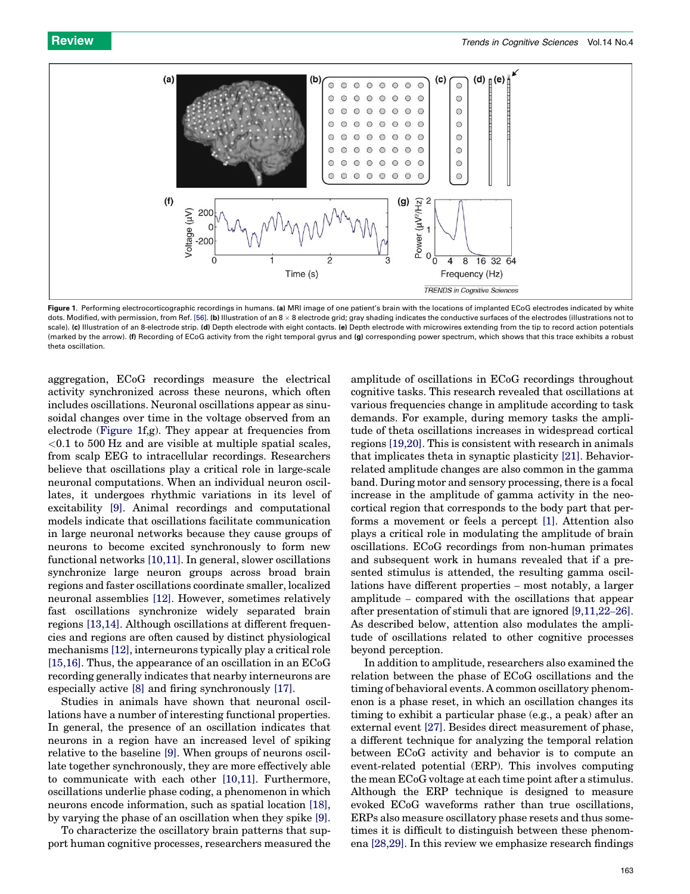**Figure 1**. Performing electrocorticographic recordings in humans. **(a)** MRI image of one patient's brain with the locations of implanted ECoG electrodes indicated by white dots. Modified, with permission, from Ref. [56]. **(b)** Illustration of an 8 × 8 electrode grid; gray shading indicates the conductive surfaces of the electrodes (illustrations not to scale). **(c)** Illustration of an 8-electrode strip. **(d)** Depth electrode with eight contacts. **(e)** Depth electrode with microwires extending from the tip to record action potentials (marked by the arrow). **(f)** Recording of ECoG activity from the right temporal gyrus and **(g)** corresponding power spectrum, which shows that this trace exhibits a robust theta oscillation.

aggregation, ECoG recordings measure the electrical activity synchronized across these neurons, which often includes oscillations. Neuronal oscillations appear as sinusoidal changes over time in the voltage observed from an electrode (Figure 1f,g). They appear at frequencies from <0.1 to 500 Hz and are visible at multiple spatial scales, from scalp EEG to intracellular recordings. Researchers believe that oscillations play a critical role in large-scale neuronal computations. When an individual neuron oscillates, it undergoes rhythmic variations in its level of excitability [9]. Animal recordings and computational models indicate that oscillations facilitate communication in large neuronal networks because they cause groups of neurons to become excited synchronously to form new functional networks [10,11]. In general, slower oscillations synchronize large neuron groups across broad brain regions and faster oscillations coordinate smaller, localized neuronal assemblies [12]. However, sometimes relatively fast oscillations synchronize widely separated brain regions [13,14]. Although oscillations at different frequencies and regions are often caused by distinct physiological mechanisms [12], interneurons typically play a critical role [15,16]. Thus, the appearance of an oscillation in an ECoG recording generally indicates that nearby interneurons are especially active [8] and firing synchronously [17].

Studies in animals have shown that neuronal oscillations have a number of interesting functional properties. In general, the presence of an oscillation indicates that neurons in a region have an increased level of spiking relative to the baseline [9]. When groups of neurons oscillate together synchronously, they are more effectively able to communicate with each other [10,11]. Furthermore, oscillations underlie phase coding, a phenomenon in which neurons encode information, such as spatial location [18], by varying the phase of an oscillation when they spike [9].

To characterize the oscillatory brain patterns that support human cognitive processes, researchers measured the amplitude of oscillations in ECoG recordings throughout cognitive tasks. This research revealed that oscillations at various frequencies change in amplitude according to task demands. For example, during memory tasks the amplitude of theta oscillations increases in widespread cortical regions [19,20]. This is consistent with research in animals that implicates theta in synaptic plasticity [21]. Behavior-related amplitude changes are also common in the gamma band. During motor and sensory processing, there is a focal increase in the amplitude of gamma activity in the neocortical region that corresponds to the body part that performs a movement or feels a percept [1]. Attention also plays a critical role in modulating the amplitude of brain oscillations. ECoG recordings from non-human primates and subsequent work in humans revealed that if a presented stimulus is attended, the resulting gamma oscillations have different properties – most notably, a larger amplitude – compared with the oscillations that appear after presentation of stimuli that are ignored [9,11,22–26]. As described below, attention also modulates the amplitude of oscillations related to other cognitive processes beyond perception.

In addition to amplitude, researchers also examined the relation between the phase of ECoG oscillations and the timing of behavioral events. A common oscillatory phenomenon is a phase reset, in which an oscillation changes its timing to exhibit a particular phase (e.g., a peak) after an external event [27]. Besides direct measurement of phase, a different technique for analyzing the temporal relation between ECoG activity and behavior is to compute an event-related potential (ERP). This involves computing the mean ECoG voltage at each time point after a stimulus. Although the ERP technique is designed to measure evoked ECoG waveforms rather than true oscillations, ERPs also measure oscillatory phase resets and thus sometimes it is difficult to distinguish between these phenomena [28,29]. In this review we emphasize research findings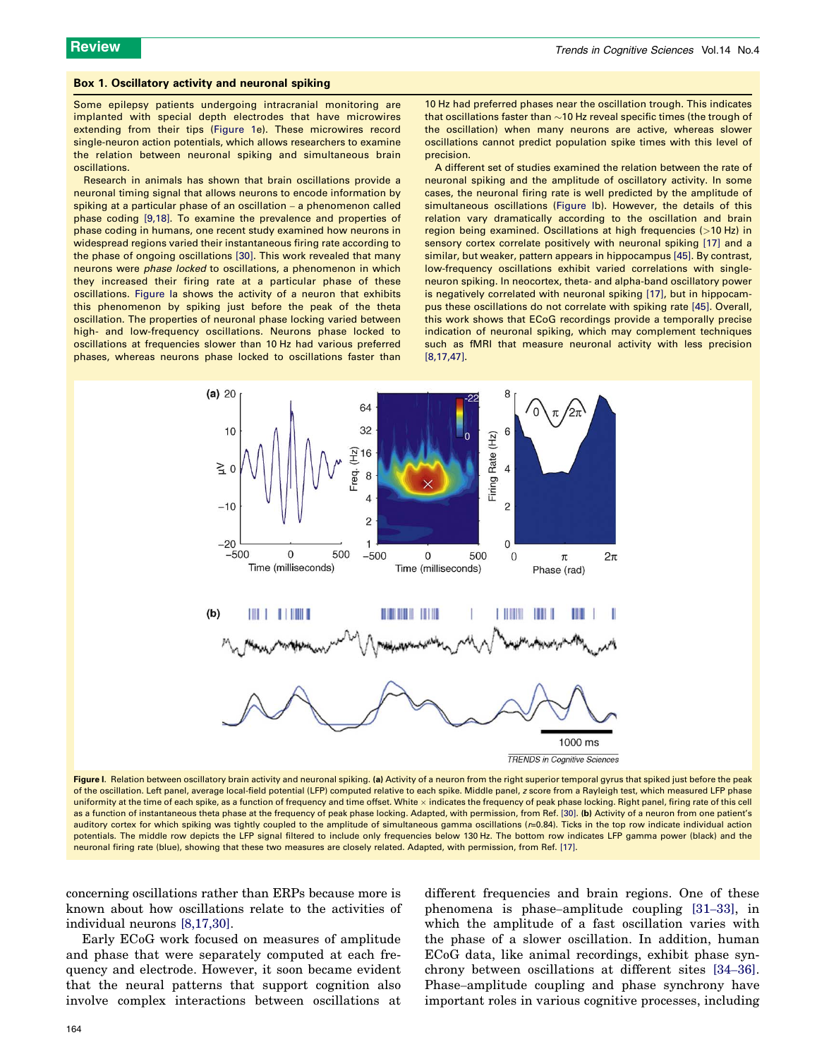### Box 1. Oscillatory activity and neuronal spiking

Some epilepsy patients undergoing intracranial monitoring are implanted with special depth electrodes that have microwires extending from their tips (Figure 1e). These microwires record single-neuron action potentials, which allows researchers to examine the relation between neuronal spiking and simultaneous brain oscillations.

Research in animals has shown that brain oscillations provide a neuronal timing signal that allows neurons to encode information by spiking at a particular phase of an oscillation – a phenomenon called phase coding [9,18]. To examine the prevalence and properties of phase coding in humans, one recent study examined how neurons in widespread regions varied their instantaneous firing rate according to the phase of ongoing oscillations [30]. This work revealed that many neurons were *phase locked* to oscillations, a phenomenon in which they increased their firing rate at a particular phase of these oscillations. Figure Ia shows the activity of a neuron that exhibits this phenomenon by spiking just before the peak of the theta oscillation. The properties of neuronal phase locking varied between high- and low-frequency oscillations. Neurons phase locked to oscillations at frequencies slower than 10 Hz had various preferred phases, whereas neurons phase locked to oscillations faster than 10 Hz had preferred phases near the oscillation trough. This indicates that oscillations faster than ~10 Hz reveal specific times (the trough of the oscillation) when many neurons are active, whereas slower oscillations cannot predict population spike times with this level of precision.

A different set of studies examined the relation between the rate of neuronal spiking and the amplitude of oscillatory activity. In some cases, the neuronal firing rate is well predicted by the amplitude of simultaneous oscillations (Figure Ib). However, the details of this relation vary dramatically according to the oscillation and brain region being examined. Oscillations at high frequencies (>10 Hz) in sensory cortex correlate positively with neuronal spiking [17] and a similar, but weaker, pattern appears in hippocampus [45]. By contrast, low-frequency oscillations exhibit varied correlations with single-neuron spiking. In neocortex, theta- and alpha-band oscillatory power is negatively correlated with neuronal spiking [17], but in hippocampus these oscillations do not correlate with spiking rate [45]. Overall, this work shows that ECoG recordings provide a temporally precise indication of neuronal spiking, which may complement techniques such as fMRI that measure neuronal activity with less precision [8,17,47].

**Figure I.** Relation between oscillatory brain activity and neuronal spiking. **(a)** Activity of a neuron from the right superior temporal gyrus that spiked just before the peak of the oscillation. Left panel, average local-field potential (LFP) computed relative to each spike. Middle panel, *z* score from a Rayleigh test, which measured LFP phase uniformity at the time of each spike, as a function of frequency and time offset. White × indicates the frequency of peak phase locking. Right panel, firing rate of this cell as a function of instantaneous theta phase at the frequency of peak phase locking. Adapted, with permission, from Ref. [30]. **(b)** Activity of a neuron from one patient's auditory cortex for which spiking was tightly coupled to the amplitude of simultaneous gamma oscillations ($r$=0.84). Ticks in the top row indicate individual action potentials. The middle row depicts the LFP signal filtered to include only frequencies below 130 Hz. The bottom row indicates LFP gamma power (black) and the neuronal firing rate (blue), showing that these two measures are closely related. Adapted, with permission, from Ref. [17].

concerning oscillations rather than ERPs because more is known about how oscillations relate to the activities of individual neurons [8,17,30].

Early ECoG work focused on measures of amplitude and phase that were separately computed at each frequency and electrode. However, it soon became evident that the neural patterns that support cognition also involve complex interactions between oscillations at different frequencies and brain regions. One of these phenomena is phase–amplitude coupling [31–33], in which the amplitude of a fast oscillation varies with the phase of a slower oscillation. In addition, human ECoG data, like animal recordings, exhibit phase synchrony between oscillations at different sites [34–36]. Phase–amplitude coupling and phase synchrony have important roles in various cognitive processes, including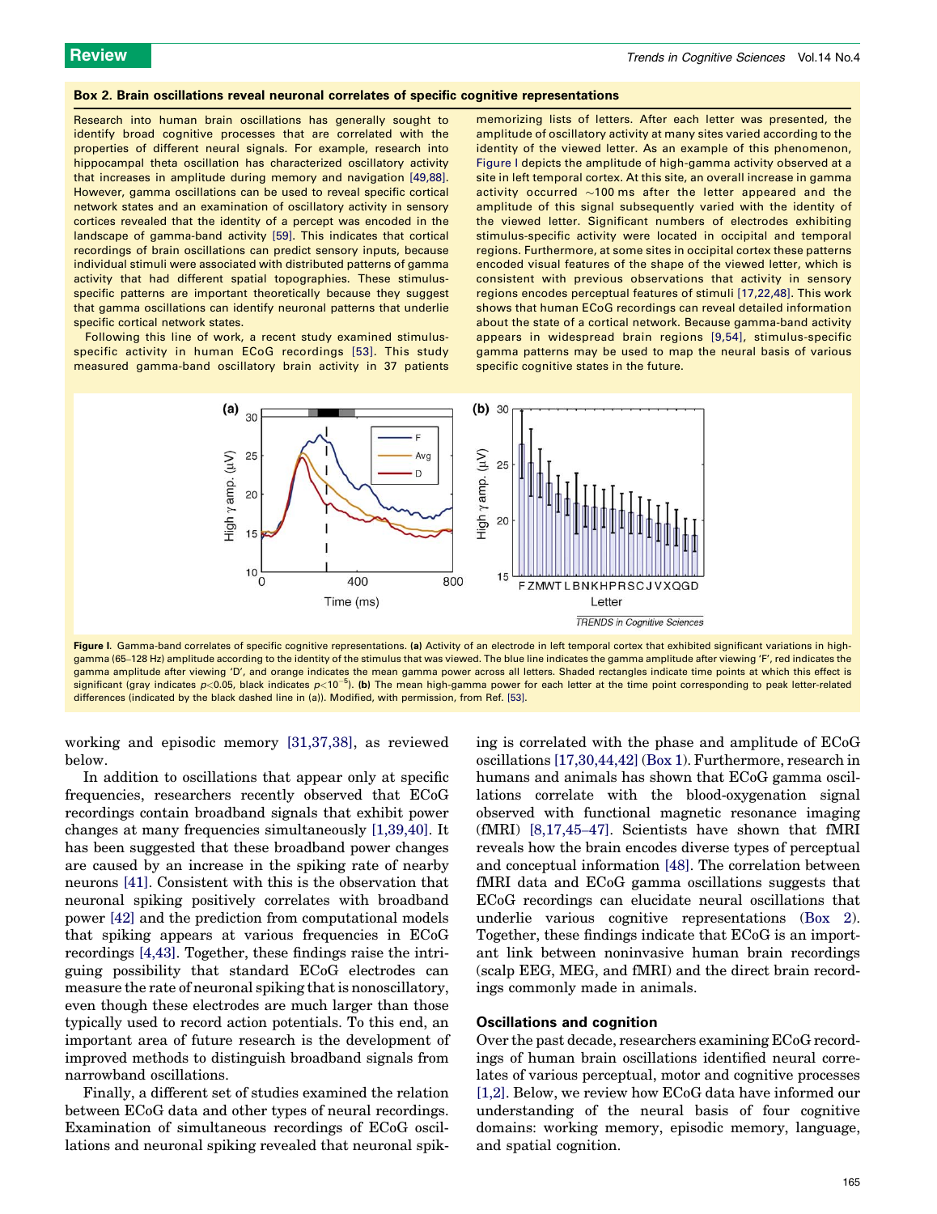### Box 2. Brain oscillations reveal neuronal correlates of specific cognitive representations

Research into human brain oscillations has generally sought to identify broad cognitive processes that are correlated with the properties of different neural signals. For example, research into hippocampal theta oscillation has characterized oscillatory activity that increases in amplitude during memory and navigation [49,88]. However, gamma oscillations can be used to reveal specific cortical network states and an examination of oscillatory activity in sensory cortices revealed that the identity of a percept was encoded in the landscape of gamma-band activity [59]. This indicates that cortical recordings of brain oscillations can predict sensory inputs, because individual stimuli were associated with distributed patterns of gamma activity that had different spatial topographies. These stimulus-specific patterns are important theoretically because they suggest that gamma oscillations can identify neuronal patterns that underlie specific cortical network states.

Following this line of work, a recent study examined stimulus-specific activity in human ECoG recordings [53]. This study measured gamma-band oscillatory brain activity in 37 patients memorizing lists of letters. After each letter was presented, the amplitude of oscillatory activity at many sites varied according to the identity of the viewed letter. As an example of this phenomenon, Figure I depicts the amplitude of high-gamma activity observed at a site in left temporal cortex. At this site, an overall increase in gamma activity occurred ~100 ms after the letter appeared and the amplitude of this signal subsequently varied with the identity of the viewed letter. Significant numbers of electrodes exhibiting stimulus-specific activity were located in occipital and temporal regions. Furthermore, at some sites in occipital cortex these patterns encoded visual features of the shape of the viewed letter, which is consistent with previous observations that activity in sensory regions encodes perceptual features of stimuli [17,22,48]. This work shows that human ECoG recordings can reveal detailed information about the state of a cortical network. Because gamma-band activity appears in widespread brain regions [9,54], stimulus-specific gamma patterns may be used to map the neural basis of various specific cognitive states in the future.

**Figure I.** Gamma-band correlates of specific cognitive representations. **(a)** Activity of an electrode in left temporal cortex that exhibited significant variations in high-gamma (65–128 Hz) amplitude according to the identity of the stimulus that was viewed. The blue line indicates the gamma amplitude after viewing 'F', red indicates the gamma amplitude after viewing 'D', and orange indicates the mean gamma power across all letters. Shaded rectangles indicate time points at which this effect is significant (gray indicates $p<0.05$, black indicates $p<10^{-5}$). **(b)** The mean high-gamma power for each letter at the time point corresponding to peak letter-related differences (indicated by the black dashed line in (a)). Modified, with permission, from Ref. [53].

working and episodic memory [31,37,38], as reviewed below.

In addition to oscillations that appear only at specific frequencies, researchers recently observed that ECoG recordings contain broadband signals that exhibit power changes at many frequencies simultaneously [1,39,40]. It has been suggested that these broadband power changes are caused by an increase in the spiking rate of nearby neurons [41]. Consistent with this is the observation that neuronal spiking positively correlates with broadband power [42] and the prediction from computational models that spiking appears at various frequencies in ECoG recordings [4,43]. Together, these findings raise the intriguing possibility that standard ECoG electrodes can measure the rate of neuronal spiking that is nonoscillatory, even though these electrodes are much larger than those typically used to record action potentials. To this end, an important area of future research is the development of improved methods to distinguish broadband signals from narrowband oscillations.

Finally, a different set of studies examined the relation between ECoG data and other types of neural recordings. Examination of simultaneous recordings of ECoG oscillations and neuronal spiking revealed that neuronal spiking is correlated with the phase and amplitude of ECoG oscillations [17,30,44,42] (Box 1). Furthermore, research in humans and animals has shown that ECoG gamma oscillations correlate with the blood-oxygenation signal observed with functional magnetic resonance imaging (fMRI) [8,17,45–47]. Scientists have shown that fMRI reveals how the brain encodes diverse types of perceptual and conceptual information [48]. The correlation between fMRI data and ECoG gamma oscillations suggests that ECoG recordings can elucidate neural oscillations that underlie various cognitive representations (Box 2). Together, these findings indicate that ECoG is an important link between noninvasive human brain recordings (scalp EEG, MEG, and fMRI) and the direct brain recordings commonly made in animals.

## Oscillations and cognition

Over the past decade, researchers examining ECoG recordings of human brain oscillations identified neural correlates of various perceptual, motor and cognitive processes [1,2]. Below, we review how ECoG data have informed our understanding of the neural basis of four cognitive domains: working memory, episodic memory, language, and spatial cognition.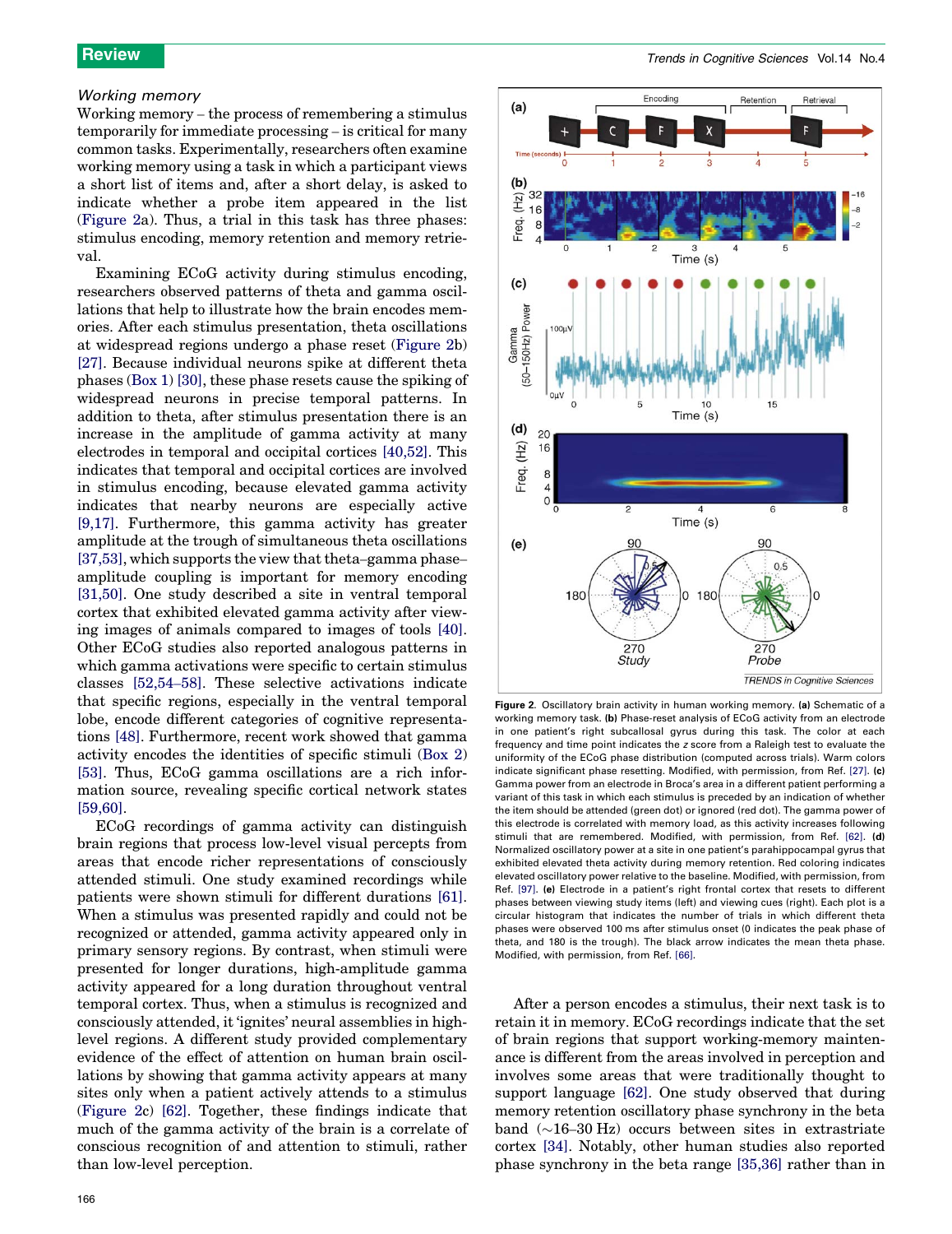### Working memory

Working memory – the process of remembering a stimulus temporarily for immediate processing – is critical for many common tasks. Experimentally, researchers often examine working memory using a task in which a participant views a short list of items and, after a short delay, is asked to indicate whether a probe item appeared in the list (Figure 2a). Thus, a trial in this task has three phases: stimulus encoding, memory retention and memory retrieval.

Examining ECoG activity during stimulus encoding, researchers observed patterns of theta and gamma oscillations that help to illustrate how the brain encodes memories. After each stimulus presentation, theta oscillations at widespread regions undergo a phase reset (Figure 2b) [27]. Because individual neurons spike at different theta phases (Box 1) [30], these phase resets cause the spiking of widespread neurons in precise temporal patterns. In addition to theta, after stimulus presentation there is an increase in the amplitude of gamma activity at many electrodes in temporal and occipital cortices [40,52]. This indicates that temporal and occipital cortices are involved in stimulus encoding, because elevated gamma activity indicates that nearby neurons are especially active [9,17]. Furthermore, this gamma activity has greater amplitude at the trough of simultaneous theta oscillations [37,53], which supports the view that theta–gamma phase–amplitude coupling is important for memory encoding [31,50]. One study described a site in ventral temporal cortex that exhibited elevated gamma activity after viewing images of animals compared to images of tools [40]. Other ECoG studies also reported analogous patterns in which gamma activations were specific to certain stimulus classes [52,54–58]. These selective activations indicate that specific regions, especially in the ventral temporal lobe, encode different categories of cognitive representations [48]. Furthermore, recent work showed that gamma activity encodes the identities of specific stimuli (Box 2) [53]. Thus, ECoG gamma oscillations are a rich information source, revealing specific cortical network states [59,60].

ECoG recordings of gamma activity can distinguish brain regions that process low-level visual percepts from areas that encode richer representations of consciously attended stimuli. One study examined recordings while patients were shown stimuli for different durations [61]. When a stimulus was presented rapidly and could not be recognized or attended, gamma activity appeared only in primary sensory regions. By contrast, when stimuli were presented for longer durations, high-amplitude gamma activity appeared for a long duration throughout ventral temporal cortex. Thus, when a stimulus is recognized and consciously attended, it 'ignites' neural assemblies in high-level regions. A different study provided complementary evidence of the effect of attention on human brain oscillations by showing that gamma activity appears at many sites only when a patient actively attends to a stimulus (Figure 2c) [62]. Together, these findings indicate that much of the gamma activity of the brain is a correlate of conscious recognition of and attention to stimuli, rather than low-level perception.

**Figure 2.** Oscillatory brain activity in human working memory. **(a)** Schematic of a working memory task. **(b)** Phase-reset analysis of ECoG activity from an electrode in one patient's right subcallosal gyrus during this task. The color at each frequency and time point indicates the *z* score from a Raleigh test to evaluate the uniformity of the ECoG phase distribution (computed across trials). Warm colors indicate significant phase resetting. Modified, with permission, from Ref. [27]. **(c)** Gamma power from an electrode in Broca's area in a different patient performing a variant of this task in which each stimulus is preceded by an indication of whether the item should be attended (green dot) or ignored (red dot). The gamma power of this electrode is correlated with memory load, as this activity increases following stimuli that are remembered. Modified, with permission, from Ref. [62]. **(d)** Normalized oscillatory power at a site in one patient's parahippocampal gyrus that exhibited elevated theta activity during memory retention. Red coloring indicates elevated oscillatory power relative to the baseline. Modified, with permission, from Ref. [97]. **(e)** Electrode in a patient's right frontal cortex that resets to different phases between viewing study items (left) and viewing cues (right). Each plot is a circular histogram that indicates the number of trials in which different theta phases were observed 100 ms after stimulus onset (0 indicates the peak phase of theta, and 180 is the trough). The black arrow indicates the mean theta phase. Modified, with permission, from Ref. [66].

After a person encodes a stimulus, their next task is to retain it in memory. ECoG recordings indicate that the set of brain regions that support working-memory maintenance is different from the areas involved in perception and involves some areas that were traditionally thought to support language [62]. One study observed that during memory retention oscillatory phase synchrony in the beta band (~16–30 Hz) occurs between sites in extrastriate cortex [34]. Notably, other human studies also reported phase synchrony in the beta range [35,36] rather than in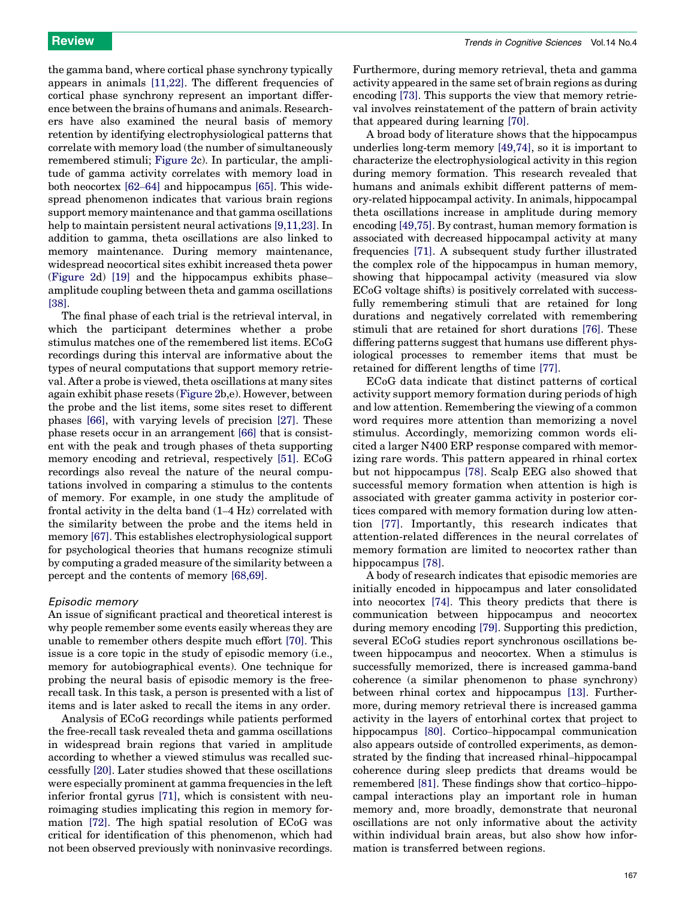the gamma band, where cortical phase synchrony typically appears in animals [11,22]. The different frequencies of cortical phase synchrony represent an important difference between the brains of humans and animals. Researchers have also examined the neural basis of memory retention by identifying electrophysiological patterns that correlate with memory load (the number of simultaneously remembered stimuli; Figure 2c). In particular, the amplitude of gamma activity correlates with memory load in both neocortex [62–64] and hippocampus [65]. This widespread phenomenon indicates that various brain regions support memory maintenance and that gamma oscillations help to maintain persistent neural activations [9,11,23]. In addition to gamma, theta oscillations are also linked to memory maintenance. During memory maintenance, widespread neocortical sites exhibit increased theta power (Figure 2d) [19] and the hippocampus exhibits phase–amplitude coupling between theta and gamma oscillations [38].

The final phase of each trial is the retrieval interval, in which the participant determines whether a probe stimulus matches one of the remembered list items. ECoG recordings during this interval are informative about the types of neural computations that support memory retrieval. After a probe is viewed, theta oscillations at many sites again exhibit phase resets (Figure 2b,e). However, between the probe and the list items, some sites reset to different phases [66], with varying levels of precision [27]. These phase resets occur in an arrangement [66] that is consistent with the peak and trough phases of theta supporting memory encoding and retrieval, respectively [51]. ECoG recordings also reveal the nature of the neural computations involved in comparing a stimulus to the contents of memory. For example, in one study the amplitude of frontal activity in the delta band (1–4 Hz) correlated with the similarity between the probe and the items held in memory [67]. This establishes electrophysiological support for psychological theories that humans recognize stimuli by computing a graded measure of the similarity between a percept and the contents of memory [68,69].

### *Episodic memory*

An issue of significant practical and theoretical interest is why people remember some events easily whereas they are unable to remember others despite much effort [70]. This issue is a core topic in the study of episodic memory (i.e., memory for autobiographical events). One technique for probing the neural basis of episodic memory is the free-recall task. In this task, a person is presented with a list of items and is later asked to recall the items in any order.

Analysis of ECoG recordings while patients performed the free-recall task revealed theta and gamma oscillations in widespread brain regions that varied in amplitude according to whether a viewed stimulus was recalled successfully [20]. Later studies showed that these oscillations were especially prominent at gamma frequencies in the left inferior frontal gyrus [71], which is consistent with neuroimaging studies implicating this region in memory formation [72]. The high spatial resolution of ECoG was critical for identification of this phenomenon, which had not been observed previously with noninvasive recordings. Furthermore, during memory retrieval, theta and gamma activity appeared in the same set of brain regions as during encoding [73]. This supports the view that memory retrieval involves reinstatement of the pattern of brain activity that appeared during learning [70].

A broad body of literature shows that the hippocampus underlies long-term memory [49,74], so it is important to characterize the electrophysiological activity in this region during memory formation. This research revealed that humans and animals exhibit different patterns of memory-related hippocampal activity. In animals, hippocampal theta oscillations increase in amplitude during memory encoding [49,75]. By contrast, human memory formation is associated with decreased hippocampal activity at many frequencies [71]. A subsequent study further illustrated the complex role of the hippocampus in human memory, showing that hippocampal activity (measured via slow ECoG voltage shifts) is positively correlated with successfully remembering stimuli that are retained for long durations and negatively correlated with remembering stimuli that are retained for short durations [76]. These differing patterns suggest that humans use different physiological processes to remember items that must be retained for different lengths of time [77].

ECoG data indicate that distinct patterns of cortical activity support memory formation during periods of high and low attention. Remembering the viewing of a common word requires more attention than memorizing a novel stimulus. Accordingly, memorizing common words elicited a larger N400 ERP response compared with memorizing rare words. This pattern appeared in rhinal cortex but not hippocampus [78]. Scalp EEG also showed that successful memory formation when attention is high is associated with greater gamma activity in posterior cortices compared with memory formation during low attention [77]. Importantly, this research indicates that attention-related differences in the neural correlates of memory formation are limited to neocortex rather than hippocampus [78].

A body of research indicates that episodic memories are initially encoded in hippocampus and later consolidated into neocortex [74]. This theory predicts that there is communication between hippocampus and neocortex during memory encoding [79]. Supporting this prediction, several ECoG studies report synchronous oscillations between hippocampus and neocortex. When a stimulus is successfully memorized, there is increased gamma-band coherence (a similar phenomenon to phase synchrony) between rhinal cortex and hippocampus [13]. Furthermore, during memory retrieval there is increased gamma activity in the layers of entorhinal cortex that project to hippocampus [80]. Cortico–hippocampal communication also appears outside of controlled experiments, as demonstrated by the finding that increased rhinal–hippocampal coherence during sleep predicts that dreams would be remembered [81]. These findings show that cortico–hippocampal interactions play an important role in human memory and, more broadly, demonstrate that neuronal oscillations are not only informative about the activity within individual brain areas, but also show how information is transferred between regions.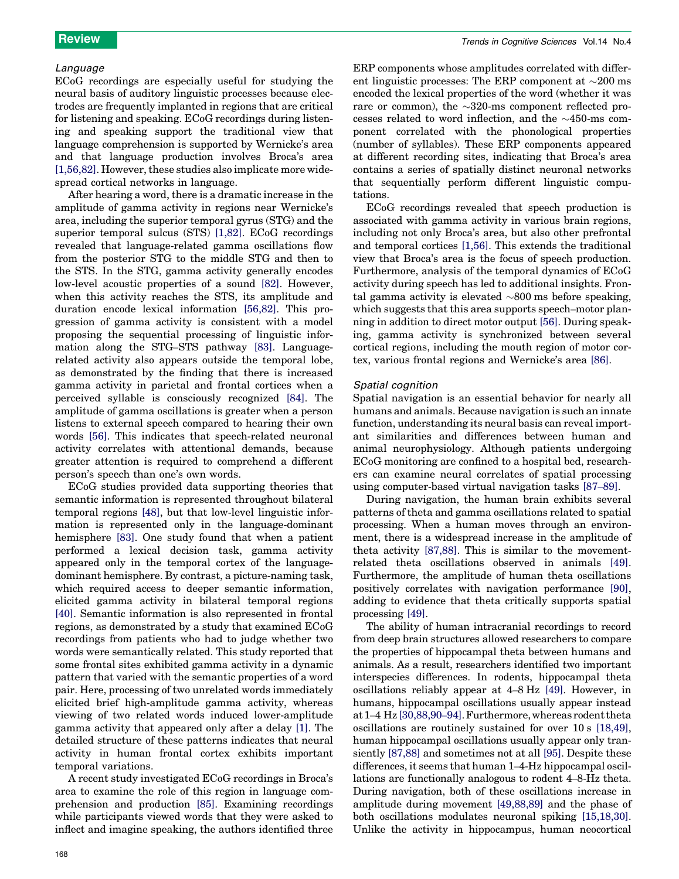### *Language*

ECoG recordings are especially useful for studying the neural basis of auditory linguistic processes because electrodes are frequently implanted in regions that are critical for listening and speaking. ECoG recordings during listening and speaking support the traditional view that language comprehension is supported by Wernicke's area and that language production involves Broca's area [1,56,82]. However, these studies also implicate more widespread cortical networks in language.

After hearing a word, there is a dramatic increase in the amplitude of gamma activity in regions near Wernicke's area, including the superior temporal gyrus (STG) and the superior temporal sulcus (STS) [1,82]. ECoG recordings revealed that language-related gamma oscillations flow from the posterior STG to the middle STG and then to the STS. In the STG, gamma activity generally encodes low-level acoustic properties of a sound [82]. However, when this activity reaches the STS, its amplitude and duration encode lexical information [56,82]. This progression of gamma activity is consistent with a model proposing the sequential processing of linguistic information along the STG–STS pathway [83]. Language-related activity also appears outside the temporal lobe, as demonstrated by the finding that there is increased gamma activity in parietal and frontal cortices when a perceived syllable is consciously recognized [84]. The amplitude of gamma oscillations is greater when a person listens to external speech compared to hearing their own words [56]. This indicates that speech-related neuronal activity correlates with attentional demands, because greater attention is required to comprehend a different person's speech than one's own words.

ECoG studies provided data supporting theories that semantic information is represented throughout bilateral temporal regions [48], but that low-level linguistic information is represented only in the language-dominant hemisphere [83]. One study found that when a patient performed a lexical decision task, gamma activity appeared only in the temporal cortex of the language-dominant hemisphere. By contrast, a picture-naming task, which required access to deeper semantic information, elicited gamma activity in bilateral temporal regions [40]. Semantic information is also represented in frontal regions, as demonstrated by a study that examined ECoG recordings from patients who had to judge whether two words were semantically related. This study reported that some frontal sites exhibited gamma activity in a dynamic pattern that varied with the semantic properties of a word pair. Here, processing of two unrelated words immediately elicited brief high-amplitude gamma activity, whereas viewing of two related words induced lower-amplitude gamma activity that appeared only after a delay [1]. The detailed structure of these patterns indicates that neural activity in human frontal cortex exhibits important temporal variations.

A recent study investigated ECoG recordings in Broca's area to examine the role of this region in language comprehension and production [85]. Examining recordings while participants viewed words that they were asked to inflect and imagine speaking, the authors identified three ERP components whose amplitudes correlated with different linguistic processes: The ERP component at ~200 ms encoded the lexical properties of the word (whether it was rare or common), the ~320-ms component reflected processes related to word inflection, and the ~450-ms component correlated with the phonological properties (number of syllables). These ERP components appeared at different recording sites, indicating that Broca's area contains a series of spatially distinct neuronal networks that sequentially perform different linguistic computations.

ECoG recordings revealed that speech production is associated with gamma activity in various brain regions, including not only Broca's area, but also other prefrontal and temporal cortices [1,56]. This extends the traditional view that Broca's area is the focus of speech production. Furthermore, analysis of the temporal dynamics of ECoG activity during speech has led to additional insights. Frontal gamma activity is elevated ~800 ms before speaking, which suggests that this area supports speech–motor planning in addition to direct motor output [56]. During speaking, gamma activity is synchronized between several cortical regions, including the mouth region of motor cortex, various frontal regions and Wernicke's area [86].

### *Spatial cognition*

Spatial navigation is an essential behavior for nearly all humans and animals. Because navigation is such an innate function, understanding its neural basis can reveal important similarities and differences between human and animal neurophysiology. Although patients undergoing ECoG monitoring are confined to a hospital bed, researchers can examine neural correlates of spatial processing using computer-based virtual navigation tasks [87–89].

During navigation, the human brain exhibits several patterns of theta and gamma oscillations related to spatial processing. When a human moves through an environment, there is a widespread increase in the amplitude of theta activity [87,88]. This is similar to the movement-related theta oscillations observed in animals [49]. Furthermore, the amplitude of human theta oscillations positively correlates with navigation performance [90], adding to evidence that theta critically supports spatial processing [49].

The ability of human intracranial recordings to record from deep brain structures allowed researchers to compare the properties of hippocampal theta between humans and animals. As a result, researchers identified two important interspecies differences. In rodents, hippocampal theta oscillations reliably appear at 4–8 Hz [49]. However, in humans, hippocampal oscillations usually appear instead at 1–4 Hz [30,88,90–94]. Furthermore, whereas rodent theta oscillations are routinely sustained for over 10 s [18,49], human hippocampal oscillations usually appear only transiently [87,88] and sometimes not at all [95]. Despite these differences, it seems that human 1–4-Hz hippocampal oscillations are functionally analogous to rodent 4–8-Hz theta. During navigation, both of these oscillations increase in amplitude during movement [49,88,89] and the phase of both oscillations modulates neuronal spiking [15,18,30]. Unlike the activity in hippocampus, human neocortical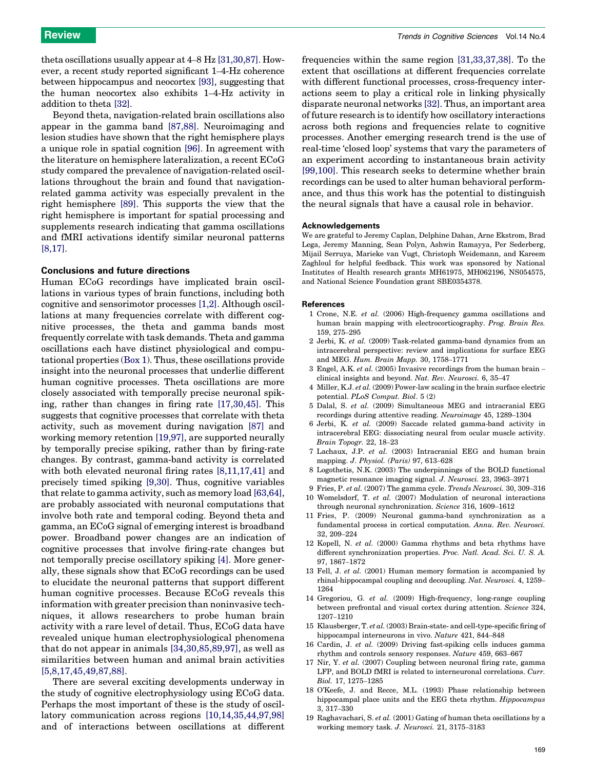theta oscillations usually appear at 4–8 Hz [31,30,87]. However, a recent study reported significant 1–4-Hz coherence between hippocampus and neocortex [93], suggesting that the human neocortex also exhibits 1–4-Hz activity in addition to theta [32].

Beyond theta, navigation-related brain oscillations also appear in the gamma band [87,88]. Neuroimaging and lesion studies have shown that the right hemisphere plays a unique role in spatial cognition [96]. In agreement with the literature on hemisphere lateralization, a recent ECoG study compared the prevalence of navigation-related oscillations throughout the brain and found that navigation-related gamma activity was especially prevalent in the right hemisphere [89]. This supports the view that the right hemisphere is important for spatial processing and supplements research indicating that gamma oscillations and fMRI activations identify similar neuronal patterns [8,17].

### Conclusions and future directions

Human ECoG recordings have implicated brain oscillations in various types of brain functions, including both cognitive and sensorimotor processes [1,2]. Although oscillations at many frequencies correlate with different cognitive processes, the theta and gamma bands most frequently correlate with task demands. Theta and gamma oscillations each have distinct physiological and computational properties (Box 1). Thus, these oscillations provide insight into the neuronal processes that underlie different human cognitive processes. Theta oscillations are more closely associated with temporally precise neuronal spiking, rather than changes in firing rate [17,30,45]. This suggests that cognitive processes that correlate with theta activity, such as movement during navigation [87] and working memory retention [19,97], are supported neurally by temporally precise spiking, rather than by firing-rate changes. By contrast, gamma-band activity is correlated with both elevated neuronal firing rates [8,11,17,41] and precisely timed spiking [9,30]. Thus, cognitive variables that relate to gamma activity, such as memory load [63,64], are probably associated with neuronal computations that involve both rate and temporal coding. Beyond theta and gamma, an ECoG signal of emerging interest is broadband power. Broadband power changes are an indication of cognitive processes that involve firing-rate changes but not temporally precise oscillatory spiking [4]. More generally, these signals show that ECoG recordings can be used to elucidate the neuronal patterns that support different human cognitive processes. Because ECoG reveals this information with greater precision than noninvasive techniques, it allows researchers to probe human brain activity with a rare level of detail. Thus, ECoG data have revealed unique human electrophysiological phenomena that do not appear in animals [34,30,85,89,97], as well as similarities between human and animal brain activities [5,8,17,45,49,87,88].

There are several exciting developments underway in the study of cognitive electrophysiology using ECoG data. Perhaps the most important of these is the study of oscillatory communication across regions [10,14,35,44,97,98] and of interactions between oscillations at different frequencies within the same region [31,33,37,38]. To the extent that oscillations at different frequencies correlate with different functional processes, cross-frequency interactions seem to play a critical role in linking physically disparate neuronal networks [32]. Thus, an important area of future research is to identify how oscillatory interactions across both regions and frequencies relate to cognitive processes. Another emerging research trend is the use of real-time 'closed loop' systems that vary the parameters of an experiment according to instantaneous brain activity [99,100]. This research seeks to determine whether brain recordings can be used to alter human behavioral performance, and thus this work has the potential to distinguish the neural signals that have a causal role in behavior.

### Acknowledgements

We are grateful to Jeremy Caplan, Delphine Dahan, Arne Ekstrom, Brad Lega, Jeremy Manning, Sean Polyn, Ashwin Ramayya, Per Sederberg, Mijail Serruya, Marieke van Vugt, Christoph Weidemann, and Kareem Zaghloul for helpful feedback. This work was sponsored by National Institutes of Health research grants MH61975, MH062196, NS054575, and National Science Foundation grant SBE0354378.

### References

1 Crone, N.E. *et al.* (2006) High-frequency gamma oscillations and human brain mapping with electrocorticography. *Prog. Brain Res.* 159, 275–295
2 Jerbi, K. *et al.* (2009) Task-related gamma-band dynamics from an intracerebral perspective: review and implications for surface EEG and MEG. *Hum. Brain Mapp.* 30, 1758–1771
3 Engel, A.K. *et al.* (2005) Invasive recordings from the human brain – clinical insights and beyond. *Nat. Rev. Neurosci.* 6, 35–47
4 Miller, K.J. *et al.* (2009) Power-law scaling in the brain surface electric potential. *PLoS Comput. Biol*. 5 (2)
5 Dalal, S. *et al.* (2009) Simultaneous MEG and intracranial EEG recordings during attentive reading. *Neuroimage* 45, 1289–1304
6 Jerbi, K. *et al.* (2009) Saccade related gamma-band activity in intracerebral EEG: dissociating neural from ocular muscle activity. *Brain Topogr.* 22, 18–23
7 Lachaux, J.P. *et al.* (2003) Intracranial EEG and human brain mapping. *J. Physiol. (Paris)* 97, 613–628
8 Logothetis, N.K. (2003) The underpinnings of the BOLD functional magnetic resonance imaging signal. *J. Neurosci.* 23, 3963–3971
9 Fries, P. *et al.* (2007) The gamma cycle. *Trends Neurosci.* 30, 309–316
10 Womelsdorf, T. *et al.* (2007) Modulation of neuronal interactions through neuronal synchronization. *Science* 316, 1609–1612
11 Fries, P. (2009) Neuronal gamma-band synchronization as a fundamental process in cortical computation. *Annu. Rev. Neurosci.* 32, 209–224
12 Kopell, N. *et al.* (2000) Gamma rhythms and beta rhythms have different synchronization properties. *Proc. Natl. Acad. Sci. U. S. A.* 97, 1867–1872
13 Fell, J. *et al.* (2001) Human memory formation is accompanied by rhinal-hippocampal coupling and decoupling. *Nat. Neurosci.* 4, 1259–1264
14 Gregoriou, G. *et al.* (2009) High-frequency, long-range coupling between prefrontal and visual cortex during attention. *Science* 324, 1207–1210
15 Klausberger, T. *et al.* (2003) Brain-state- and cell-type-specific firing of hippocampal interneurons in vivo. *Nature* 421, 844–848
16 Cardin, J. *et al.* (2009) Driving fast-spiking cells induces gamma rhythm and controls sensory responses. *Nature* 459, 663–667
17 Nir, Y. *et al.* (2007) Coupling between neuronal firing rate, gamma LFP, and BOLD fMRI is related to interneuronal correlations. *Curr. Biol.* 17, 1275–1285
18 O'Keefe, J. and Recce, M.L. (1993) Phase relationship between hippocampal place units and the EEG theta rhythm. *Hippocampus* 3, 317–330
19 Raghavachari, S. *et al.* (2001) Gating of human theta oscillations by a working memory task. *J. Neurosci.* 21, 3175–3183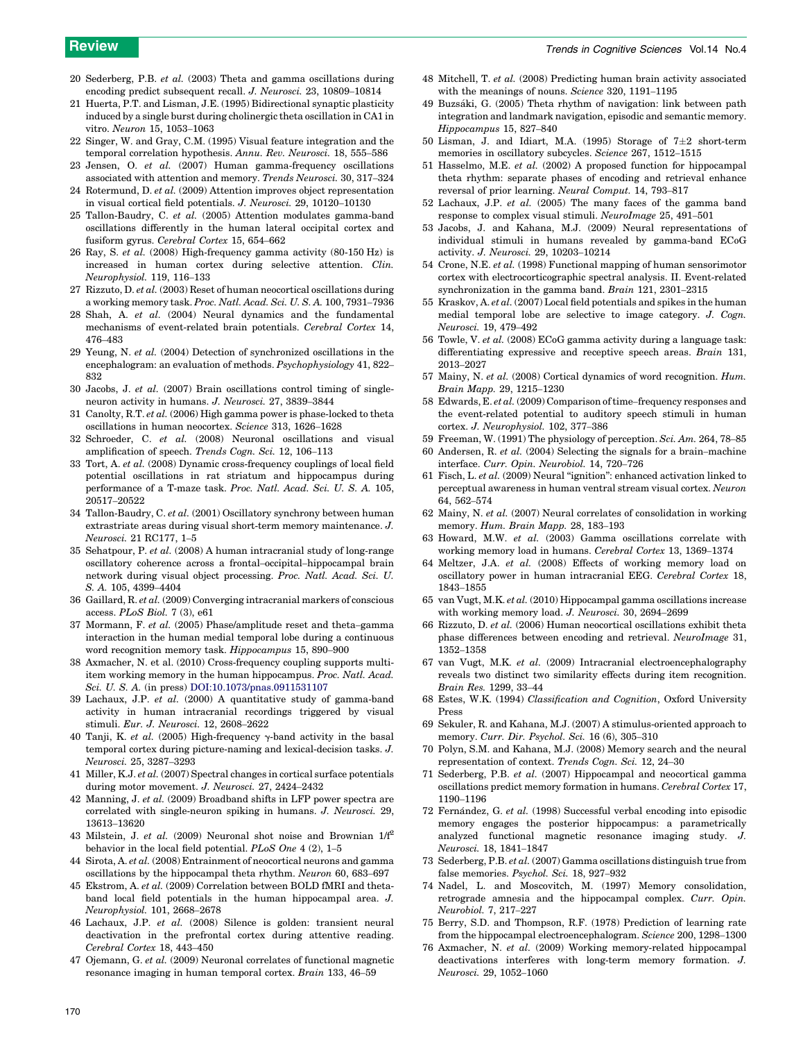20 Sederberg, P.B. *et al.* (2003) Theta and gamma oscillations during encoding predict subsequent recall. *J. Neurosci.* 23, 10809–10814

21 Huerta, P.T. and Lisman, J.E. (1995) Bidirectional synaptic plasticity induced by a single burst during cholinergic theta oscillation in CA1 in vitro. *Neuron* 15, 1053–1063

22 Singer, W. and Gray, C.M. (1995) Visual feature integration and the temporal correlation hypothesis. *Annu. Rev. Neurosci.* 18, 555–586

23 Jensen, O. *et al.* (2007) Human gamma-frequency oscillations associated with attention and memory. *Trends Neurosci.* 30, 317–324

24 Rotermund, D. *et al.* (2009) Attention improves object representation in visual cortical field potentials. *J. Neurosci.* 29, 10120–10130

25 Tallon-Baudry, C. *et al.* (2005) Attention modulates gamma-band oscillations differently in the human lateral occipital cortex and fusiform gyrus. *Cerebral Cortex* 15, 654–662

26 Ray, S. *et al.* (2008) High-frequency gamma activity (80-150 Hz) is increased in human cortex during selective attention. *Clin. Neurophysiol.* 119, 116–133

27 Rizzuto, D. *et al.* (2003) Reset of human neocortical oscillations during a working memory task. *Proc. Natl. Acad. Sci. U. S. A.* 100, 7931–7936

28 Shah, A. *et al.* (2004) Neural dynamics and the fundamental mechanisms of event-related brain potentials. *Cerebral Cortex* 14, 476–483

29 Yeung, N. *et al.* (2004) Detection of synchronized oscillations in the encephalogram: an evaluation of methods. *Psychophysiology* 41, 822–832

30 Jacobs, J. *et al.* (2007) Brain oscillations control timing of single-neuron activity in humans. *J. Neurosci.* 27, 3839–3844

31 Canolty, R.T. *et al.* (2006) High gamma power is phase-locked to theta oscillations in human neocortex. *Science* 313, 1626–1628

32 Schroeder, C. *et al.* (2008) Neuronal oscillations and visual amplification of speech. *Trends Cogn. Sci.* 12, 106–113

33 Tort, A. *et al.* (2008) Dynamic cross-frequency couplings of local field potential oscillations in rat striatum and hippocampus during performance of a T-maze task. *Proc. Natl. Acad. Sci. U. S. A.* 105, 20517–20522

34 Tallon-Baudry, C. *et al.* (2001) Oscillatory synchrony between human extrastriate areas during visual short-term memory maintenance. *J. Neurosci.* 21 RC177, 1–5

35 Sehatpour, P. *et al.* (2008) A human intracranial study of long-range oscillatory coherence across a frontal–occipital–hippocampal brain network during visual object processing. *Proc. Natl. Acad. Sci. U. S. A.* 105, 4399–4404

36 Gaillard, R. *et al.* (2009) Converging intracranial markers of conscious access. *PLoS Biol.* 7 (3), e61

37 Mormann, F. *et al.* (2005) Phase/amplitude reset and theta–gamma interaction in the human medial temporal lobe during a continuous word recognition memory task. *Hippocampus* 15, 890–900

38 Axmacher, N. et al. (2010) Cross-frequency coupling supports multi-item working memory in the human hippocampus. *Proc. Natl. Acad. Sci. U. S. A.* (in press) DOI:10.1073/pnas.0911531107

39 Lachaux, J.P. *et al.* (2000) A quantitative study of gamma-band activity in human intracranial recordings triggered by visual stimuli. *Eur. J. Neurosci.* 12, 2608–2622

40 Tanji, K. *et al.* (2005) High-frequency γ-band activity in the basal temporal cortex during picture-naming and lexical-decision tasks. *J. Neurosci.* 25, 3287–3293

41 Miller, K.J. *et al.* (2007) Spectral changes in cortical surface potentials during motor movement. *J. Neurosci.* 27, 2424–2432

42 Manning, J. *et al.* (2009) Broadband shifts in LFP power spectra are correlated with single-neuron spiking in humans. *J. Neurosci.* 29, 13613–13620

43 Milstein, J. *et al.* (2009) Neuronal shot noise and Brownian $1/f^2$ behavior in the local field potential. *PLoS One* 4 (2), 1–5

44 Sirota, A. *et al.* (2008) Entrainment of neocortical neurons and gamma oscillations by the hippocampal theta rhythm. *Neuron* 60, 683–697

45 Ekstrom, A. *et al.* (2009) Correlation between BOLD fMRI and theta-band local field potentials in the human hippocampal area. *J. Neurophysiol.* 101, 2668–2678

46 Lachaux, J.P. *et al.* (2008) Silence is golden: transient neural deactivation in the prefrontal cortex during attentive reading. *Cerebral Cortex* 18, 443–450

47 Ojemann, G. *et al.* (2009) Neuronal correlates of functional magnetic resonance imaging in human temporal cortex. *Brain* 133, 46–59

48 Mitchell, T. *et al.* (2008) Predicting human brain activity associated with the meanings of nouns. *Science* 320, 1191–1195

49 Buzsáki, G. (2005) Theta rhythm of navigation: link between path integration and landmark navigation, episodic and semantic memory. *Hippocampus* 15, 827–840

50 Lisman, J. and Idiart, M.A. (1995) Storage of 7±2 short-term memories in oscillatory subcycles. *Science* 267, 1512–1515

51 Hasselmo, M.E. *et al.* (2002) A proposed function for hippocampal theta rhythm: separate phases of encoding and retrieval enhance reversal of prior learning. *Neural Comput.* 14, 793–817

52 Lachaux, J.P. *et al.* (2005) The many faces of the gamma band response to complex visual stimuli. *NeuroImage* 25, 491–501

53 Jacobs, J. and Kahana, M.J. (2009) Neural representations of individual stimuli in humans revealed by gamma-band ECoG activity. *J. Neurosci.* 29, 10203–10214

54 Crone, N.E. *et al.* (1998) Functional mapping of human sensorimotor cortex with electrocorticographic spectral analysis. II. Event-related synchronization in the gamma band. *Brain* 121, 2301–2315

55 Kraskov, A. *et al.* (2007) Local field potentials and spikes in the human medial temporal lobe are selective to image category. *J. Cogn. Neurosci.* 19, 479–492

56 Towle, V. *et al.* (2008) ECoG gamma activity during a language task: differentiating expressive and receptive speech areas. *Brain* 131, 2013–2027

57 Mainy, N. *et al.* (2008) Cortical dynamics of word recognition. *Hum. Brain Mapp.* 29, 1215–1230

58 Edwards, E. *et al.* (2009) Comparison of time–frequency responses and the event-related potential to auditory speech stimuli in human cortex. *J. Neurophysiol.* 102, 377–386

59 Freeman, W. (1991) The physiology of perception. *Sci. Am.* 264, 78–85

60 Andersen, R. *et al.* (2004) Selecting the signals for a brain–machine interface. *Curr. Opin. Neurobiol.* 14, 720–726

61 Fisch, L. *et al.* (2009) Neural "ignition": enhanced activation linked to perceptual awareness in human ventral stream visual cortex. *Neuron* 64, 562–574

62 Mainy, N. *et al.* (2007) Neural correlates of consolidation in working memory. *Hum. Brain Mapp.* 28, 183–193

63 Howard, M.W. *et al.* (2003) Gamma oscillations correlate with working memory load in humans. *Cerebral Cortex* 13, 1369–1374

64 Meltzer, J.A. *et al.* (2008) Effects of working memory load on oscillatory power in human intracranial EEG. *Cerebral Cortex* 18, 1843–1855

65 van Vugt, M.K. *et al.* (2010) Hippocampal gamma oscillations increase with working memory load. *J. Neurosci.* 30, 2694–2699

66 Rizzuto, D. *et al.* (2006) Human neocortical oscillations exhibit theta phase differences between encoding and retrieval. *NeuroImage* 31, 1352–1358

67 van Vugt, M.K. *et al.* (2009) Intracranial electroencephalography reveals two distinct similarity effects during item recognition. *Brain Res.* 1299, 33–44

68 Estes, W.K. (1994) *Classification and Cognition*, Oxford University Press

69 Sekuler, R. and Kahana, M.J. (2007) A stimulus-oriented approach to memory. *Curr. Dir. Psychol. Sci.* 16 (6), 305–310

70 Polyn, S.M. and Kahana, M.J. (2008) Memory search and the neural representation of context. *Trends Cogn. Sci.* 12, 24–30

71 Sederberg, P.B. *et al.* (2007) Hippocampal and neocortical gamma oscillations predict memory formation in humans. *Cerebral Cortex* 17, 1190–1196

72 Fernández, G. *et al.* (1998) Successful verbal encoding into episodic memory engages the posterior hippocampus: a parametrically analyzed functional magnetic resonance imaging study. *J. Neurosci.* 18, 1841–1847

73 Sederberg, P.B. *et al.* (2007) Gamma oscillations distinguish true from false memories. *Psychol. Sci.* 18, 927–932

74 Nadel, L. and Moscovitch, M. (1997) Memory consolidation, retrograde amnesia and the hippocampal complex. *Curr. Opin. Neurobiol.* 7, 217–227

75 Berry, S.D. and Thompson, R.F. (1978) Prediction of learning rate from the hippocampal electroencephalogram. *Science* 200, 1298–1300

76 Axmacher, N. *et al.* (2009) Working memory-related hippocampal deactivations interferes with long-term memory formation. *J. Neurosci.* 29, 1052–1060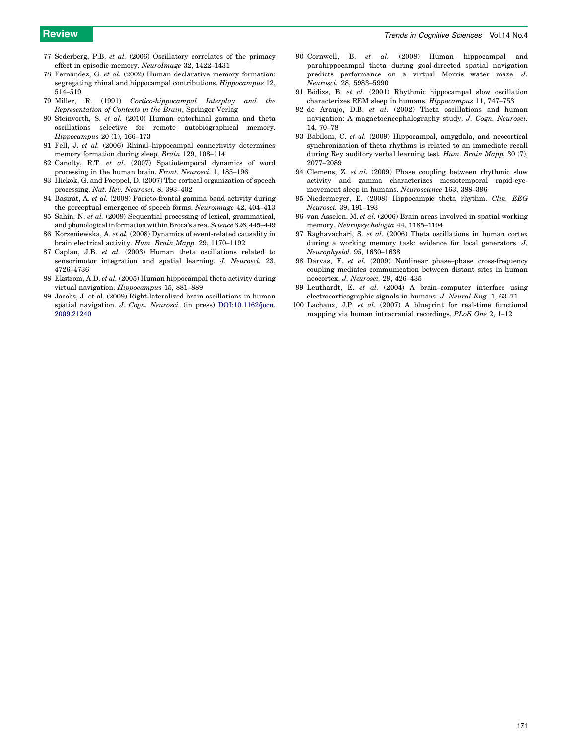77 Sederberg, P.B. *et al.* (2006) Oscillatory correlates of the primacy effect in episodic memory. *NeuroImage* 32, 1422–1431

78 Fernandez, G. *et al.* (2002) Human declarative memory formation: segregating rhinal and hippocampal contributions. *Hippocampus* 12, 514–519

79 Miller, R. (1991) *Cortico-hippocampal Interplay and the Representation of Contexts in the Brain*, Springer-Verlag

80 Steinvorth, S. *et al.* (2010) Human entorhinal gamma and theta oscillations selective for remote autobiographical memory. *Hippocampus* 20 (1), 166–173

81 Fell, J. *et al.* (2006) Rhinal–hippocampal connectivity determines memory formation during sleep. *Brain* 129, 108–114

82 Canolty, R.T. *et al.* (2007) Spatiotemporal dynamics of word processing in the human brain. *Front. Neurosci.* 1, 185–196

83 Hickok, G. and Poeppel, D. (2007) The cortical organization of speech processing. *Nat. Rev. Neurosci.* 8, 393–402

84 Basirat, A. *et al.* (2008) Parieto-frontal gamma band activity during the perceptual emergence of speech forms. *Neuroimage* 42, 404–413

85 Sahin, N. *et al.* (2009) Sequential processing of lexical, grammatical, and phonological information within Broca's area. *Science* 326, 445–449

86 Korzeniewska, A. *et al.* (2008) Dynamics of event-related causality in brain electrical activity. *Hum. Brain Mapp.* 29, 1170–1192

87 Caplan, J.B. *et al.* (2003) Human theta oscillations related to sensorimotor integration and spatial learning. *J. Neurosci.* 23, 4726–4736

88 Ekstrom, A.D. *et al.* (2005) Human hippocampal theta activity during virtual navigation. *Hippocampus* 15, 881–889

89 Jacobs, J. et al. (2009) Right-lateralized brain oscillations in human spatial navigation. *J. Cogn. Neurosci.* (in press) DOI:10.1162/jocn.2009.21240

90 Cornwell, B. *et al.* (2008) Human hippocampal and parahippocampal theta during goal-directed spatial navigation predicts performance on a virtual Morris water maze. *J. Neurosci.* 28, 5983–5990

91 Bódizs, B. *et al.* (2001) Rhythmic hippocampal slow oscillation characterizes REM sleep in humans. *Hippocampus* 11, 747–753

92 de Araujo, D.B. *et al.* (2002) Theta oscillations and human navigation: A magnetoencephalography study. *J. Cogn. Neurosci.* 14, 70–78

93 Babiloni, C. *et al.* (2009) Hippocampal, amygdala, and neocortical synchronization of theta rhythms is related to an immediate recall during Rey auditory verbal learning test. *Hum. Brain Mapp.* 30 (7), 2077–2089

94 Clemens, Z. *et al.* (2009) Phase coupling between rhythmic slow activity and gamma characterizes mesiotemporal rapid-eye-movement sleep in humans. *Neuroscience* 163, 388–396

95 Niedermeyer, E. (2008) Hippocampic theta rhythm. *Clin. EEG Neurosci.* 39, 191–193

96 van Asselen, M. *et al.* (2006) Brain areas involved in spatial working memory. *Neuropsychologia* 44, 1185–1194

97 Raghavachari, S. *et al.* (2006) Theta oscillations in human cortex during a working memory task: evidence for local generators. *J. Neurophysiol.* 95, 1630–1638

98 Darvas, F. *et al.* (2009) Nonlinear phase–phase cross-frequency coupling mediates communication between distant sites in human neocortex. *J. Neurosci.* 29, 426–435

99 Leuthardt, E. *et al.* (2004) A brain–computer interface using electrocorticographic signals in humans. *J. Neural Eng.* 1, 63–71

100 Lachaux, J.P. *et al.* (2007) A blueprint for real-time functional mapping via human intracranial recordings. *PLoS One* 2, 1–12